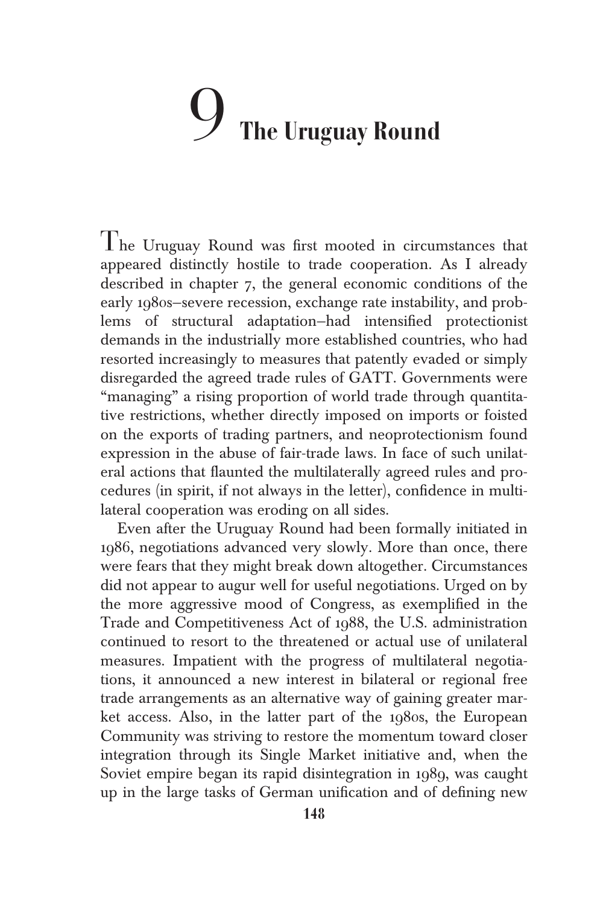# 9 The Uruguay Round

The Uruguay Round was first mooted in circumstances that appeared distinctly hostile to trade cooperation. As I already described in chapter 7, the general economic conditions of the early 1980s—severe recession, exchange rate instability, and problems of structural adaptation—had intensified protectionist demands in the industrially more established countries, who had resorted increasingly to measures that patently evaded or simply disregarded the agreed trade rules of GATT. Governments were "managing" a rising proportion of world trade through quantitative restrictions, whether directly imposed on imports or foisted on the exports of trading partners, and neoprotectionism found expression in the abuse of fair-trade laws. In face of such unilateral actions that flaunted the multilaterally agreed rules and procedures (in spirit, if not always in the letter), confidence in multilateral cooperation was eroding on all sides.

Even after the Uruguay Round had been formally initiated in 1986, negotiations advanced very slowly. More than once, there were fears that they might break down altogether. Circumstances did not appear to augur well for useful negotiations. Urged on by the more aggressive mood of Congress, as exemplified in the Trade and Competitiveness Act of 1988, the U.S. administration continued to resort to the threatened or actual use of unilateral measures. Impatient with the progress of multilateral negotiations, it announced a new interest in bilateral or regional free trade arrangements as an alternative way of gaining greater market access. Also, in the latter part of the 1980s, the European Community was striving to restore the momentum toward closer integration through its Single Market initiative and, when the Soviet empire began its rapid disintegration in 1989, was caught up in the large tasks of German unification and of defining new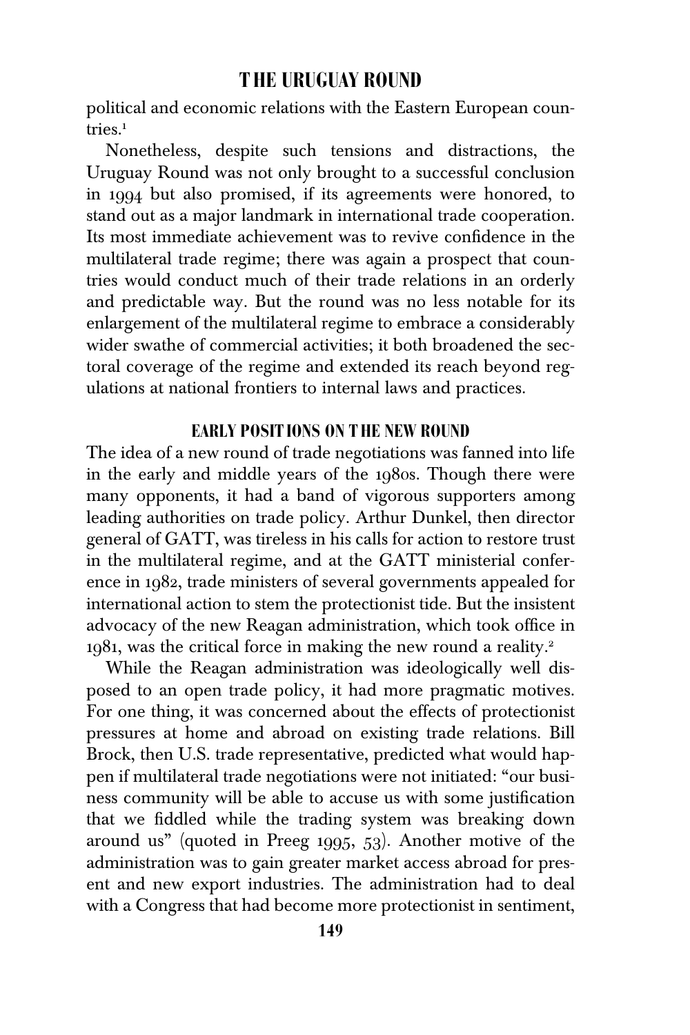political and economic relations with the Eastern European countries.[1]

Nonetheless, despite such tensions and distractions, the Uruguay Round was not only brought to a successful conclusion in 1994 but also promised, if its agreements were honored, to stand out as a major landmark in international trade cooperation. Its most immediate achievement was to revive confidence in the multilateral trade regime; there was again a prospect that countries would conduct much of their trade relations in an orderly and predictable way. But the round was no less notable for its enlargement of the multilateral regime to embrace a considerably wider swathe of commercial activities; it both broadened the sectoral coverage of the regime and extended its reach beyond regulations at national frontiers to internal laws and practices.

## EARLY POSITIONS ON THE NEW ROUND

The idea of a new round of trade negotiations was fanned into life in the early and middle years of the 1980s. Though there were many opponents, it had a band of vigorous supporters among leading authorities on trade policy. Arthur Dunkel, then director general of GATT, was tireless in his calls for action to restore trust in the multilateral regime, and at the GATT ministerial conference in 1982, trade ministers of several governments appealed for international action to stem the protectionist tide. But the insistent advocacy of the new Reagan administration, which took office in 1981, was the critical force in making the new round a reality.[2]

While the Reagan administration was ideologically well disposed to an open trade policy, it had more pragmatic motives. For one thing, it was concerned about the effects of protectionist pressures at home and abroad on existing trade relations. Bill Brock, then U.S. trade representative, predicted what would happen if multilateral trade negotiations were not initiated: "our business community will be able to accuse us with some justification that we fiddled while the trading system was breaking down around us" (quoted in Preeg 1995, 53). Another motive of the administration was to gain greater market access abroad for present and new export industries. The administration had to deal with a Congress that had become more protectionist in sentiment,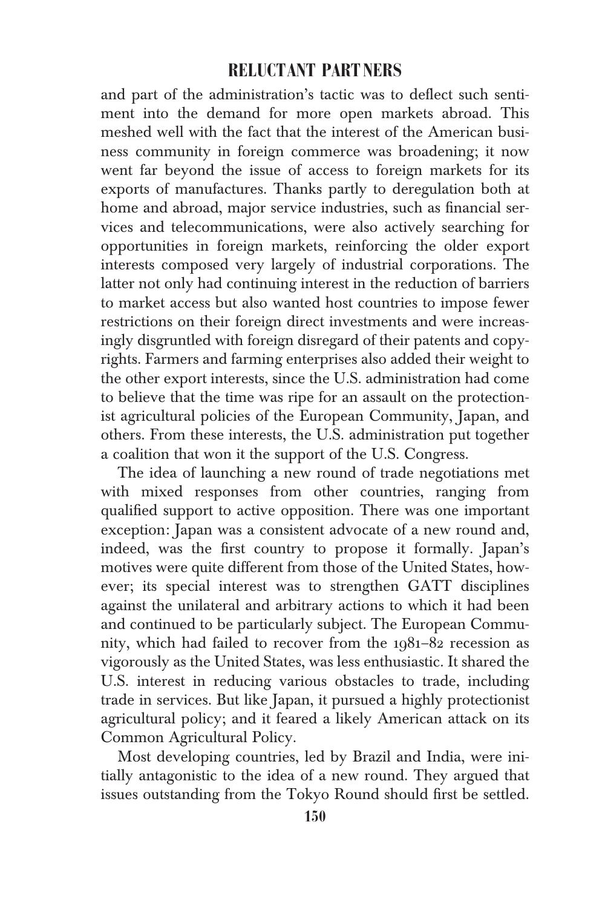and part of the administration's tactic was to deflect such sentiment into the demand for more open markets abroad. This meshed well with the fact that the interest of the American business community in foreign commerce was broadening; it now went far beyond the issue of access to foreign markets for its exports of manufactures. Thanks partly to deregulation both at home and abroad, major service industries, such as financial services and telecommunications, were also actively searching for opportunities in foreign markets, reinforcing the older export interests composed very largely of industrial corporations. The latter not only had continuing interest in the reduction of barriers to market access but also wanted host countries to impose fewer restrictions on their foreign direct investments and were increasingly disgruntled with foreign disregard of their patents and copyrights. Farmers and farming enterprises also added their weight to the other export interests, since the U.S. administration had come to believe that the time was ripe for an assault on the protectionist agricultural policies of the European Community, Japan, and others. From these interests, the U.S. administration put together a coalition that won it the support of the U.S. Congress.

The idea of launching a new round of trade negotiations met with mixed responses from other countries, ranging from qualified support to active opposition. There was one important exception: Japan was a consistent advocate of a new round and, indeed, was the first country to propose it formally. Japan's motives were quite different from those of the United States, however; its special interest was to strengthen GATT disciplines against the unilateral and arbitrary actions to which it had been and continued to be particularly subject. The European Community, which had failed to recover from the 1981–82 recession as vigorously as the United States, was less enthusiastic. It shared the U.S. interest in reducing various obstacles to trade, including trade in services. But like Japan, it pursued a highly protectionist agricultural policy; and it feared a likely American attack on its Common Agricultural Policy.

Most developing countries, led by Brazil and India, were initially antagonistic to the idea of a new round. They argued that issues outstanding from the Tokyo Round should first be settled.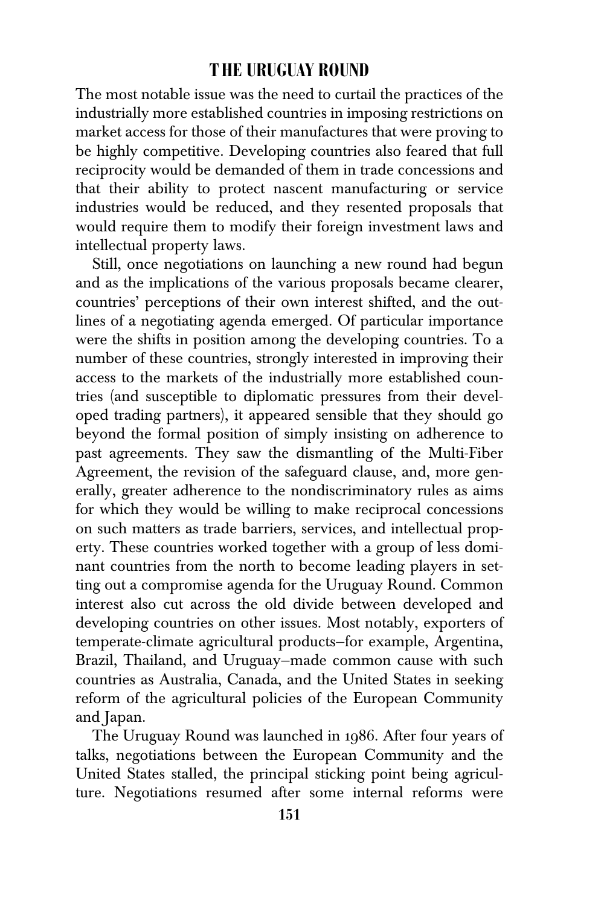The most notable issue was the need to curtail the practices of the industrially more established countries in imposing restrictions on market access for those of their manufactures that were proving to be highly competitive. Developing countries also feared that full reciprocity would be demanded of them in trade concessions and that their ability to protect nascent manufacturing or service industries would be reduced, and they resented proposals that would require them to modify their foreign investment laws and intellectual property laws.

Still, once negotiations on launching a new round had begun and as the implications of the various proposals became clearer, countries' perceptions of their own interest shifted, and the outlines of a negotiating agenda emerged. Of particular importance were the shifts in position among the developing countries. To a number of these countries, strongly interested in improving their access to the markets of the industrially more established countries (and susceptible to diplomatic pressures from their developed trading partners), it appeared sensible that they should go beyond the formal position of simply insisting on adherence to past agreements. They saw the dismantling of the Multi-Fiber Agreement, the revision of the safeguard clause, and, more generally, greater adherence to the nondiscriminatory rules as aims for which they would be willing to make reciprocal concessions on such matters as trade barriers, services, and intellectual property. These countries worked together with a group of less dominant countries from the north to become leading players in setting out a compromise agenda for the Uruguay Round. Common interest also cut across the old divide between developed and developing countries on other issues. Most notably, exporters of temperate-climate agricultural products—for example, Argentina, Brazil, Thailand, and Uruguay—made common cause with such countries as Australia, Canada, and the United States in seeking reform of the agricultural policies of the European Community and Japan.

The Uruguay Round was launched in 1986. After four years of talks, negotiations between the European Community and the United States stalled, the principal sticking point being agriculture. Negotiations resumed after some internal reforms were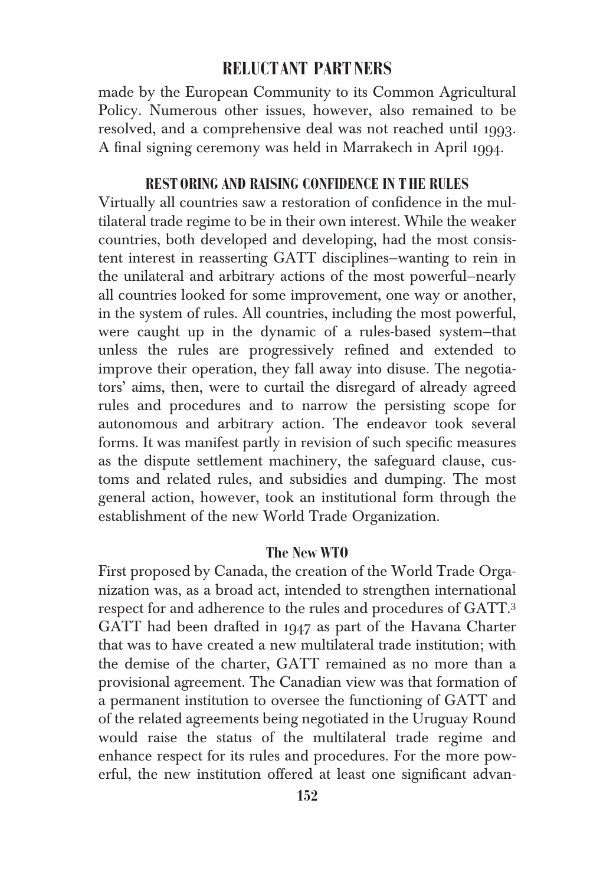made by the European Community to its Common Agricultural Policy. Numerous other issues, however, also remained to be resolved, and a comprehensive deal was not reached until 1993. A final signing ceremony was held in Marrakech in April 1994.

## RESTORING AND RAISING CONFIDENCE IN THE RULES

Virtually all countries saw a restoration of confidence in the multilateral trade regime to be in their own interest. While the weaker countries, both developed and developing, had the most consistent interest in reasserting GATT disciplines—wanting to rein in the unilateral and arbitrary actions of the most powerful—nearly all countries looked for some improvement, one way or another, in the system of rules. All countries, including the most powerful, were caught up in the dynamic of a rules-based system—that unless the rules are progressively refined and extended to improve their operation, they fall away into disuse. The negotiators' aims, then, were to curtail the disregard of already agreed rules and procedures and to narrow the persisting scope for autonomous and arbitrary action. The endeavor took several forms. It was manifest partly in revision of such specific measures as the dispute settlement machinery, the safeguard clause, customs and related rules, and subsidies and dumping. The most general action, however, took an institutional form through the establishment of the new World Trade Organization.

### The New WTO

First proposed by Canada, the creation of the World Trade Organization was, as a broad act, intended to strengthen international respect for and adherence to the rules and procedures of GATT.[3] GATT had been drafted in 1947 as part of the Havana Charter that was to have created a new multilateral trade institution; with the demise of the charter, GATT remained as no more than a provisional agreement. The Canadian view was that formation of a permanent institution to oversee the functioning of GATT and of the related agreements being negotiated in the Uruguay Round would raise the status of the multilateral trade regime and enhance respect for its rules and procedures. For the more powerful, the new institution offered at least one significant advan-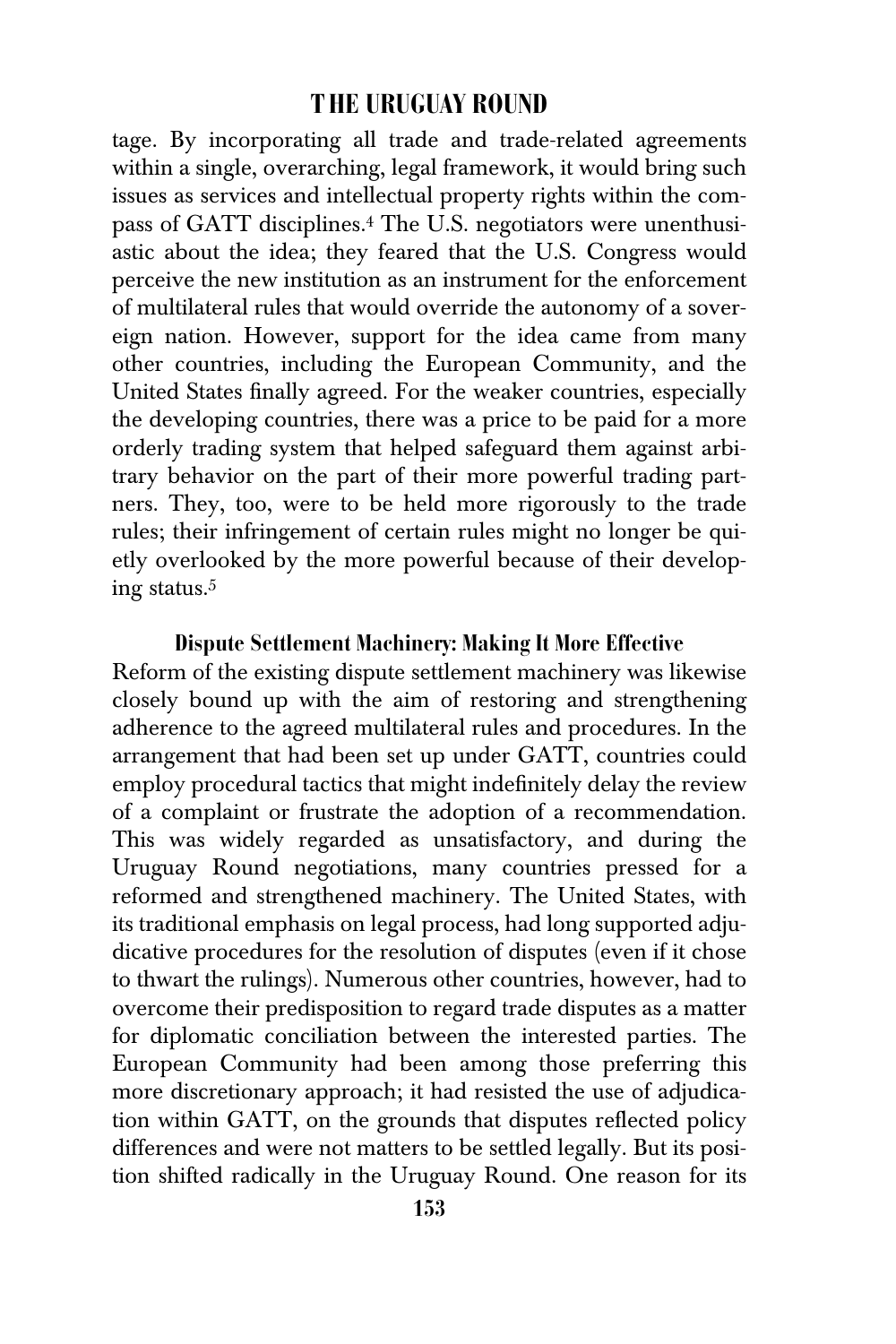tage. By incorporating all trade and trade-related agreements within a single, overarching, legal framework, it would bring such issues as services and intellectual property rights within the compass of GATT disciplines.[4] The U.S. negotiators were unenthusiastic about the idea; they feared that the U.S. Congress would perceive the new institution as an instrument for the enforcement of multilateral rules that would override the autonomy of a sovereign nation. However, support for the idea came from many other countries, including the European Community, and the United States finally agreed. For the weaker countries, especially the developing countries, there was a price to be paid for a more orderly trading system that helped safeguard them against arbitrary behavior on the part of their more powerful trading partners. They, too, were to be held more rigorously to the trade rules; their infringement of certain rules might no longer be quietly overlooked by the more powerful because of their developing status.[5]

### Dispute Settlement Machinery: Making It More Effective

Reform of the existing dispute settlement machinery was likewise closely bound up with the aim of restoring and strengthening adherence to the agreed multilateral rules and procedures. In the arrangement that had been set up under GATT, countries could employ procedural tactics that might indefinitely delay the review of a complaint or frustrate the adoption of a recommendation. This was widely regarded as unsatisfactory, and during the Uruguay Round negotiations, many countries pressed for a reformed and strengthened machinery. The United States, with its traditional emphasis on legal process, had long supported adjudicative procedures for the resolution of disputes (even if it chose to thwart the rulings). Numerous other countries, however, had to overcome their predisposition to regard trade disputes as a matter for diplomatic conciliation between the interested parties. The European Community had been among those preferring this more discretionary approach; it had resisted the use of adjudication within GATT, on the grounds that disputes reflected policy differences and were not matters to be settled legally. But its position shifted radically in the Uruguay Round. One reason for its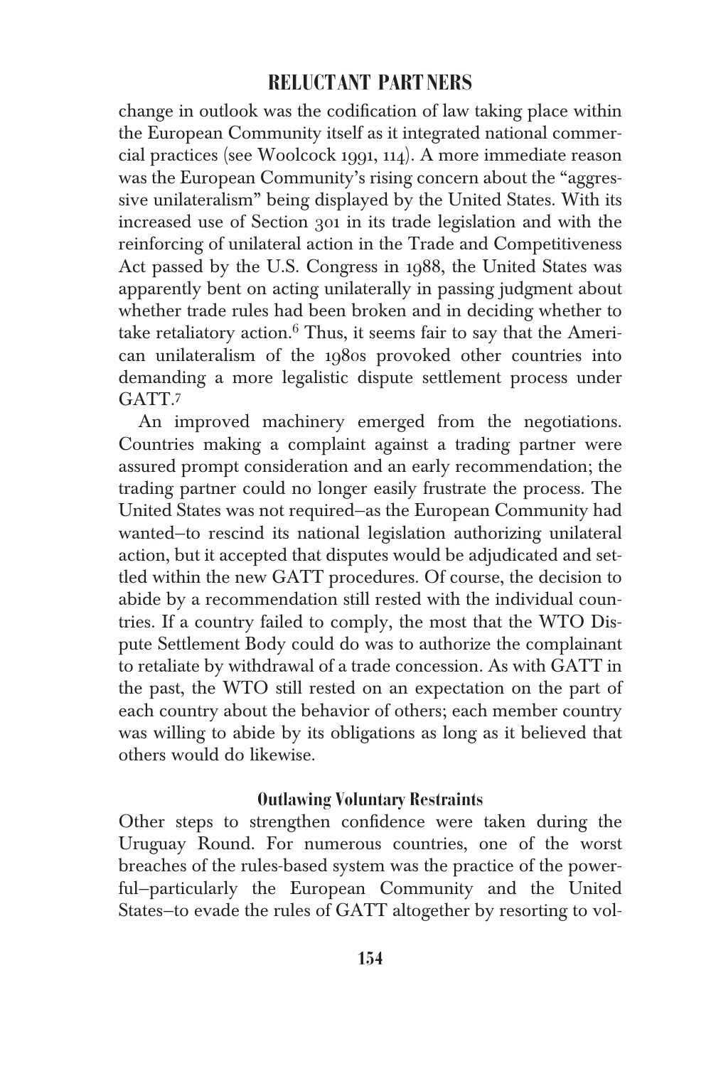change in outlook was the codification of law taking place within the European Community itself as it integrated national commercial practices (see Woolcock 1991, 114). A more immediate reason was the European Community's rising concern about the "aggressive unilateralism" being displayed by the United States. With its increased use of Section 301 in its trade legislation and with the reinforcing of unilateral action in the Trade and Competitiveness Act passed by the U.S. Congress in 1988, the United States was apparently bent on acting unilaterally in passing judgment about whether trade rules had been broken and in deciding whether to take retaliatory action.[6] Thus, it seems fair to say that the American unilateralism of the 1980s provoked other countries into demanding a more legalistic dispute settlement process under GATT.[7]

An improved machinery emerged from the negotiations. Countries making a complaint against a trading partner were assured prompt consideration and an early recommendation; the trading partner could no longer easily frustrate the process. The United States was not required—as the European Community had wanted—to rescind its national legislation authorizing unilateral action, but it accepted that disputes would be adjudicated and settled within the new GATT procedures. Of course, the decision to abide by a recommendation still rested with the individual countries. If a country failed to comply, the most that the WTO Dispute Settlement Body could do was to authorize the complainant to retaliate by withdrawal of a trade concession. As with GATT in the past, the WTO still rested on an expectation on the part of each country about the behavior of others; each member country was willing to abide by its obligations as long as it believed that others would do likewise.

### Outlawing Voluntary Restraints

Other steps to strengthen confidence were taken during the Uruguay Round. For numerous countries, one of the worst breaches of the rules-based system was the practice of the powerful—particularly the European Community and the United States—to evade the rules of GATT altogether by resorting to vol-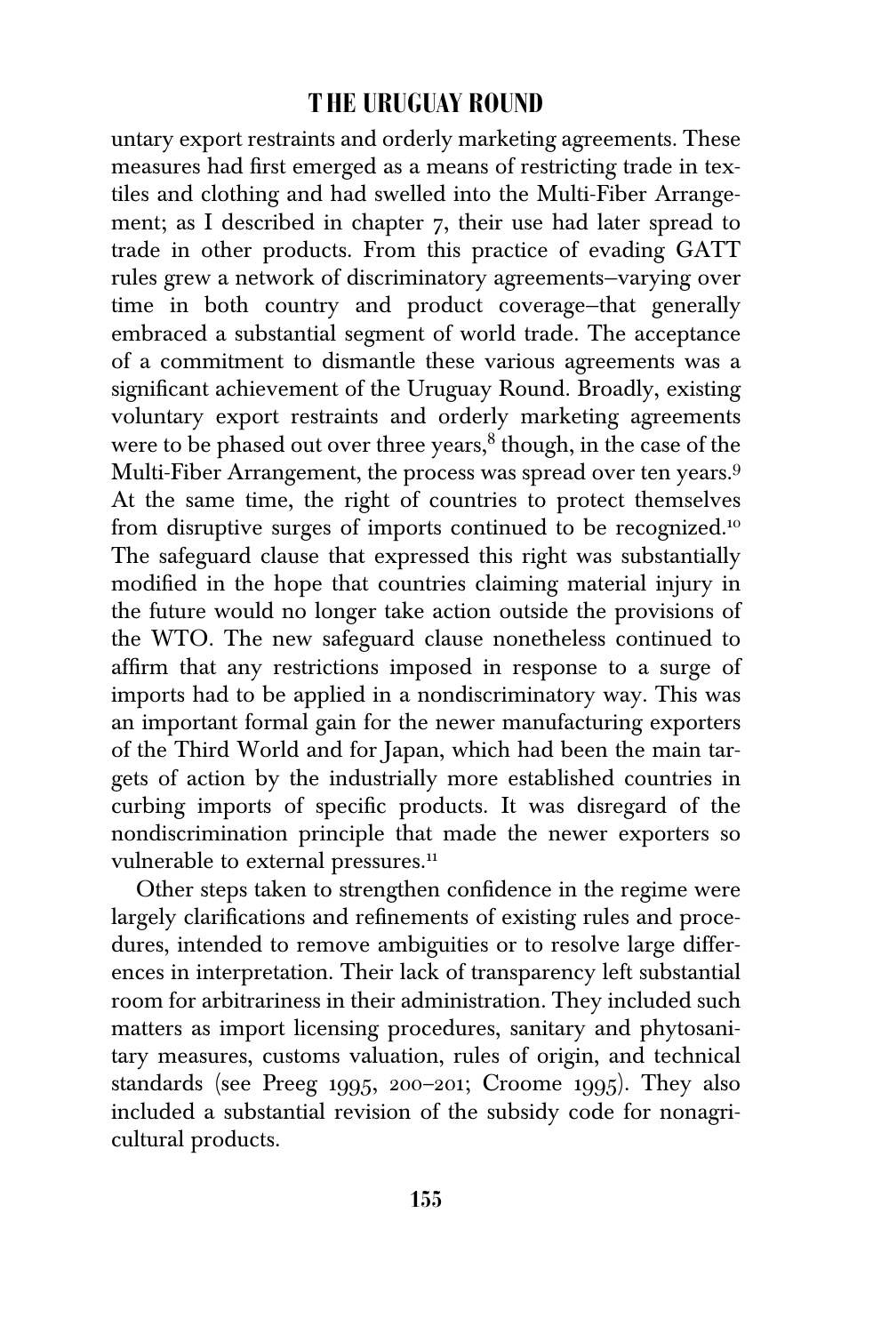untary export restraints and orderly marketing agreements. These measures had first emerged as a means of restricting trade in textiles and clothing and had swelled into the Multi-Fiber Arrangement; as I described in chapter 7, their use had later spread to trade in other products. From this practice of evading GATT rules grew a network of discriminatory agreements—varying over time in both country and product coverage—that generally embraced a substantial segment of world trade. The acceptance of a commitment to dismantle these various agreements was a significant achievement of the Uruguay Round. Broadly, existing voluntary export restraints and orderly marketing agreements were to be phased out over three years,[8] though, in the case of the Multi-Fiber Arrangement, the process was spread over ten years.[9] At the same time, the right of countries to protect themselves from disruptive surges of imports continued to be recognized.[10] The safeguard clause that expressed this right was substantially modified in the hope that countries claiming material injury in the future would no longer take action outside the provisions of the WTO. The new safeguard clause nonetheless continued to affirm that any restrictions imposed in response to a surge of imports had to be applied in a nondiscriminatory way. This was an important formal gain for the newer manufacturing exporters of the Third World and for Japan, which had been the main targets of action by the industrially more established countries in curbing imports of specific products. It was disregard of the nondiscrimination principle that made the newer exporters so vulnerable to external pressures.[11]

Other steps taken to strengthen confidence in the regime were largely clarifications and refinements of existing rules and procedures, intended to remove ambiguities or to resolve large differences in interpretation. Their lack of transparency left substantial room for arbitrariness in their administration. They included such matters as import licensing procedures, sanitary and phytosanitary measures, customs valuation, rules of origin, and technical standards (see Preeg 1995, 200–201; Croome 1995). They also included a substantial revision of the subsidy code for nonagricultural products.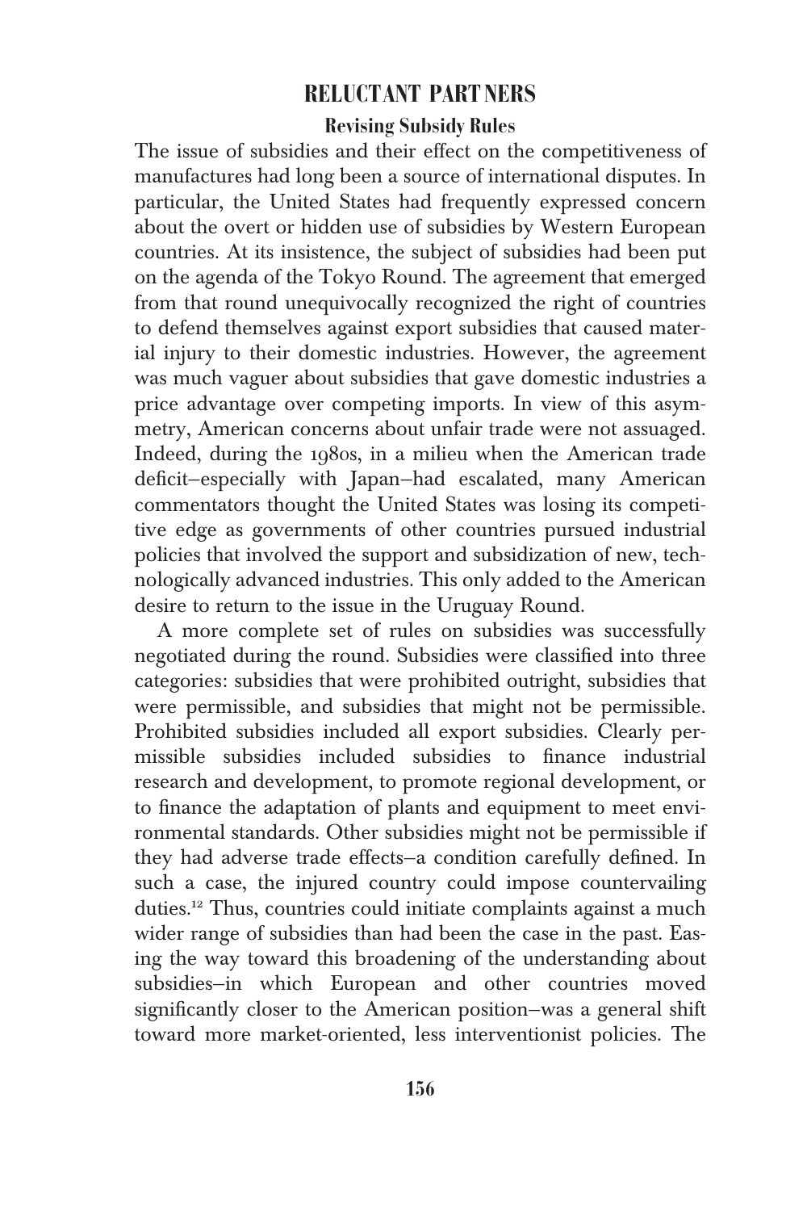### Revising Subsidy Rules

The issue of subsidies and their effect on the competitiveness of manufactures had long been a source of international disputes. In particular, the United States had frequently expressed concern about the overt or hidden use of subsidies by Western European countries. At its insistence, the subject of subsidies had been put on the agenda of the Tokyo Round. The agreement that emerged from that round unequivocally recognized the right of countries to defend themselves against export subsidies that caused material injury to their domestic industries. However, the agreement was much vaguer about subsidies that gave domestic industries a price advantage over competing imports. In view of this asymmetry, American concerns about unfair trade were not assuaged. Indeed, during the 1980s, in a milieu when the American trade deficit—especially with Japan—had escalated, many American commentators thought the United States was losing its competitive edge as governments of other countries pursued industrial policies that involved the support and subsidization of new, technologically advanced industries. This only added to the American desire to return to the issue in the Uruguay Round.

A more complete set of rules on subsidies was successfully negotiated during the round. Subsidies were classified into three categories: subsidies that were prohibited outright, subsidies that were permissible, and subsidies that might not be permissible. Prohibited subsidies included all export subsidies. Clearly permissible subsidies included subsidies to finance industrial research and development, to promote regional development, or to finance the adaptation of plants and equipment to meet environmental standards. Other subsidies might not be permissible if they had adverse trade effects—a condition carefully defined. In such a case, the injured country could impose countervailing duties.[12] Thus, countries could initiate complaints against a much wider range of subsidies than had been the case in the past. Easing the way toward this broadening of the understanding about subsidies—in which European and other countries moved significantly closer to the American position—was a general shift toward more market-oriented, less interventionist policies. The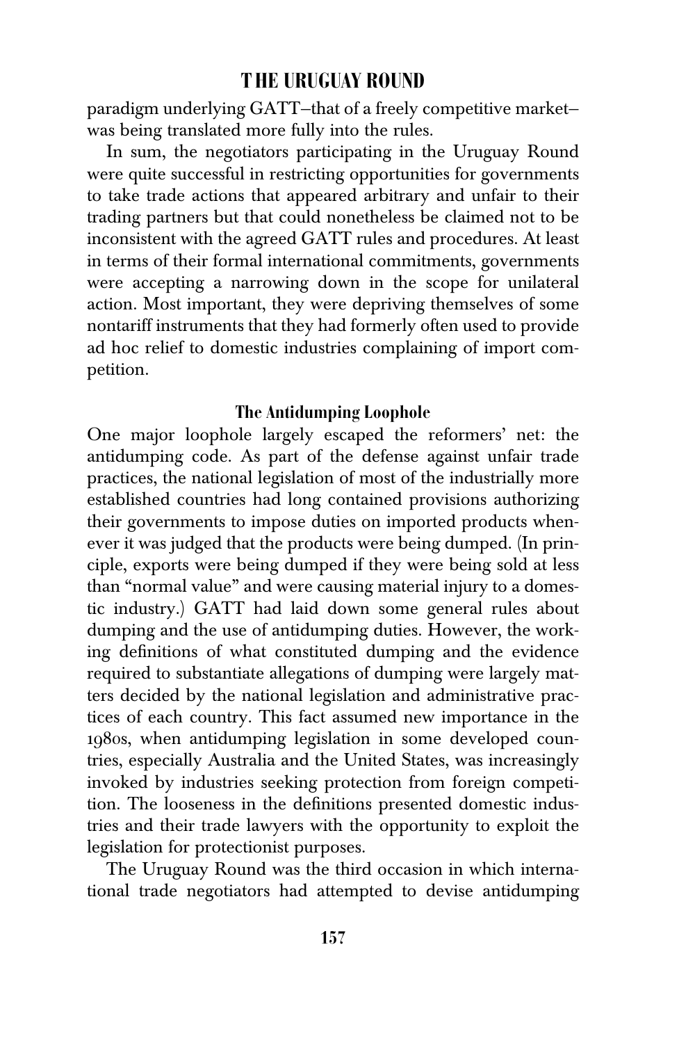paradigm underlying GATT—that of a freely competitive market—was being translated more fully into the rules.

In sum, the negotiators participating in the Uruguay Round were quite successful in restricting opportunities for governments to take trade actions that appeared arbitrary and unfair to their trading partners but that could nonetheless be claimed not to be inconsistent with the agreed GATT rules and procedures. At least in terms of their formal international commitments, governments were accepting a narrowing down in the scope for unilateral action. Most important, they were depriving themselves of some nontariff instruments that they had formerly often used to provide ad hoc relief to domestic industries complaining of import competition.

### The Antidumping Loophole

One major loophole largely escaped the reformers' net: the antidumping code. As part of the defense against unfair trade practices, the national legislation of most of the industrially more established countries had long contained provisions authorizing their governments to impose duties on imported products whenever it was judged that the products were being dumped. (In principle, exports were being dumped if they were being sold at less than "normal value" and were causing material injury to a domestic industry.) GATT had laid down some general rules about dumping and the use of antidumping duties. However, the working definitions of what constituted dumping and the evidence required to substantiate allegations of dumping were largely matters decided by the national legislation and administrative practices of each country. This fact assumed new importance in the 1980s, when antidumping legislation in some developed countries, especially Australia and the United States, was increasingly invoked by industries seeking protection from foreign competition. The looseness in the definitions presented domestic industries and their trade lawyers with the opportunity to exploit the legislation for protectionist purposes.

The Uruguay Round was the third occasion in which international trade negotiators had attempted to devise antidumping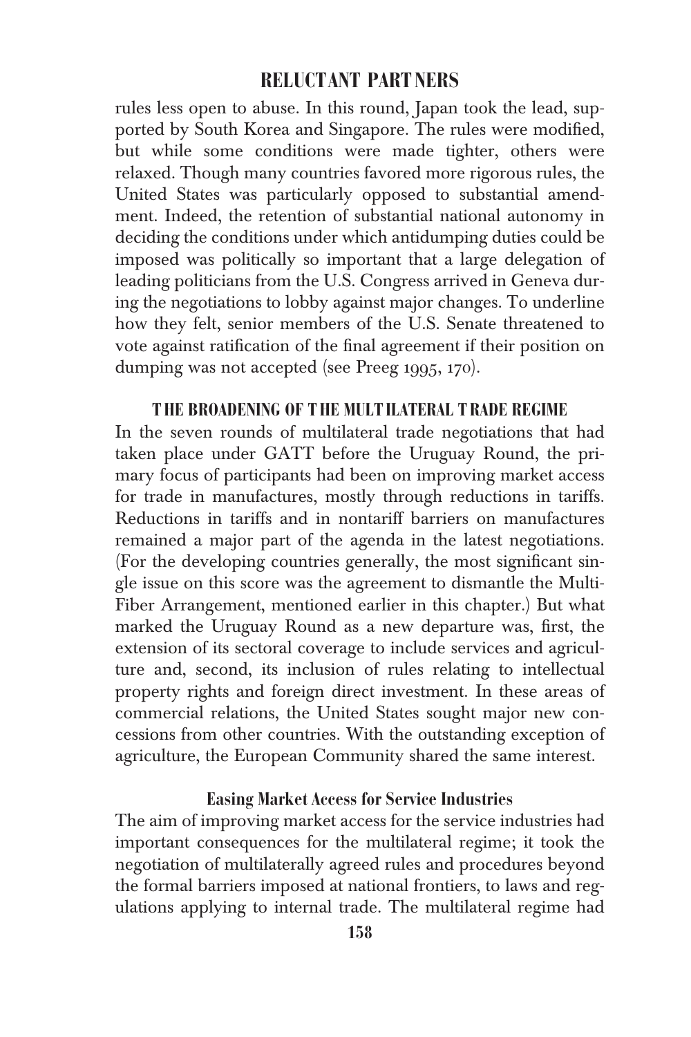rules less open to abuse. In this round, Japan took the lead, supported by South Korea and Singapore. The rules were modified, but while some conditions were made tighter, others were relaxed. Though many countries favored more rigorous rules, the United States was particularly opposed to substantial amendment. Indeed, the retention of substantial national autonomy in deciding the conditions under which antidumping duties could be imposed was politically so important that a large delegation of leading politicians from the U.S. Congress arrived in Geneva during the negotiations to lobby against major changes. To underline how they felt, senior members of the U.S. Senate threatened to vote against ratification of the final agreement if their position on dumping was not accepted (see Preeg 1995, 170).

## THE BROADENING OF THE MULTILATERAL TRADE REGIME

In the seven rounds of multilateral trade negotiations that had taken place under GATT before the Uruguay Round, the primary focus of participants had been on improving market access for trade in manufactures, mostly through reductions in tariffs. Reductions in tariffs and in nontariff barriers on manufactures remained a major part of the agenda in the latest negotiations. (For the developing countries generally, the most significant single issue on this score was the agreement to dismantle the Multi-Fiber Arrangement, mentioned earlier in this chapter.) But what marked the Uruguay Round as a new departure was, first, the extension of its sectoral coverage to include services and agriculture and, second, its inclusion of rules relating to intellectual property rights and foreign direct investment. In these areas of commercial relations, the United States sought major new concessions from other countries. With the outstanding exception of agriculture, the European Community shared the same interest.

### Easing Market Access for Service Industries

The aim of improving market access for the service industries had important consequences for the multilateral regime; it took the negotiation of multilaterally agreed rules and procedures beyond the formal barriers imposed at national frontiers, to laws and regulations applying to internal trade. The multilateral regime had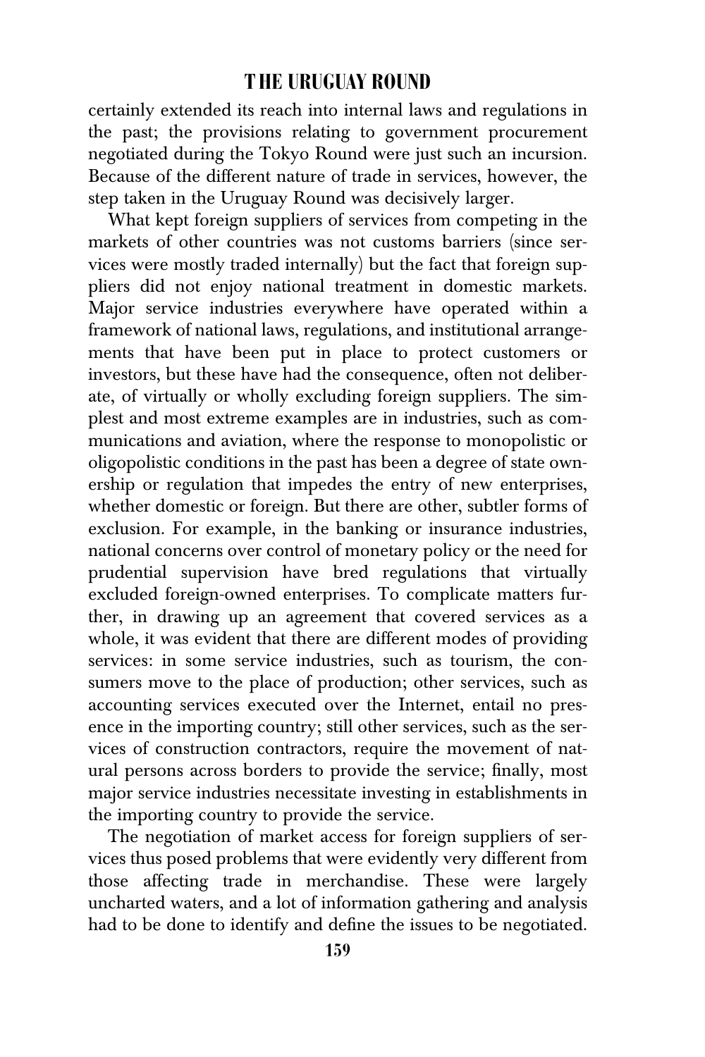certainly extended its reach into internal laws and regulations in the past; the provisions relating to government procurement negotiated during the Tokyo Round were just such an incursion. Because of the different nature of trade in services, however, the step taken in the Uruguay Round was decisively larger.

What kept foreign suppliers of services from competing in the markets of other countries was not customs barriers (since services were mostly traded internally) but the fact that foreign suppliers did not enjoy national treatment in domestic markets. Major service industries everywhere have operated within a framework of national laws, regulations, and institutional arrangements that have been put in place to protect customers or investors, but these have had the consequence, often not deliberate, of virtually or wholly excluding foreign suppliers. The simplest and most extreme examples are in industries, such as communications and aviation, where the response to monopolistic or oligopolistic conditions in the past has been a degree of state ownership or regulation that impedes the entry of new enterprises, whether domestic or foreign. But there are other, subtler forms of exclusion. For example, in the banking or insurance industries, national concerns over control of monetary policy or the need for prudential supervision have bred regulations that virtually excluded foreign-owned enterprises. To complicate matters further, in drawing up an agreement that covered services as a whole, it was evident that there are different modes of providing services: in some service industries, such as tourism, the consumers move to the place of production; other services, such as accounting services executed over the Internet, entail no presence in the importing country; still other services, such as the services of construction contractors, require the movement of natural persons across borders to provide the service; finally, most major service industries necessitate investing in establishments in the importing country to provide the service.

The negotiation of market access for foreign suppliers of services thus posed problems that were evidently very different from those affecting trade in merchandise. These were largely uncharted waters, and a lot of information gathering and analysis had to be done to identify and define the issues to be negotiated.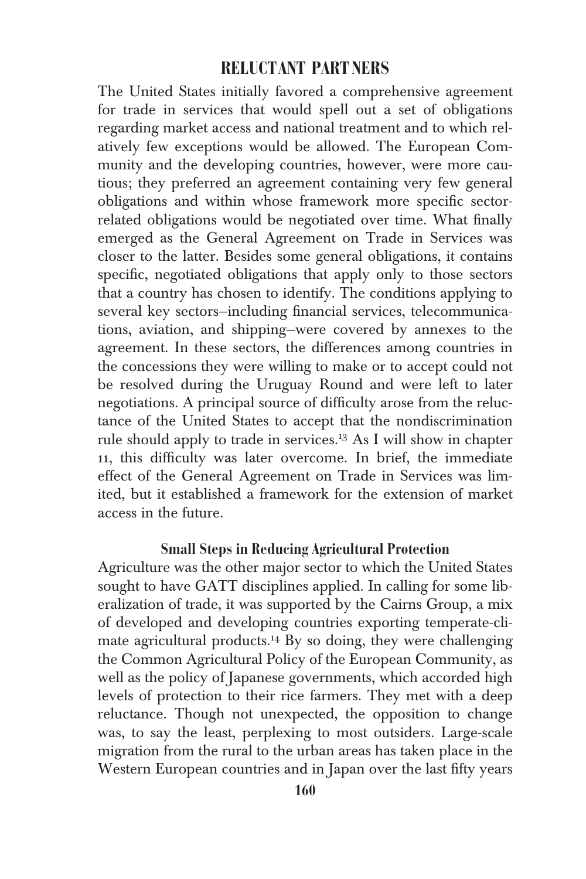The United States initially favored a comprehensive agreement for trade in services that would spell out a set of obligations regarding market access and national treatment and to which relatively few exceptions would be allowed. The European Community and the developing countries, however, were more cautious; they preferred an agreement containing very few general obligations and within whose framework more specific sector-related obligations would be negotiated over time. What finally emerged as the General Agreement on Trade in Services was closer to the latter. Besides some general obligations, it contains specific, negotiated obligations that apply only to those sectors that a country has chosen to identify. The conditions applying to several key sectors–including financial services, telecommunications, aviation, and shipping–were covered by annexes to the agreement. In these sectors, the differences among countries in the concessions they were willing to make or to accept could not be resolved during the Uruguay Round and were left to later negotiations. A principal source of difficulty arose from the reluctance of the United States to accept that the nondiscrimination rule should apply to trade in services.[13] As I will show in chapter 11, this difficulty was later overcome. In brief, the immediate effect of the General Agreement on Trade in Services was limited, but it established a framework for the extension of market access in the future.

### Small Steps in Reducing Agricultural Protection

Agriculture was the other major sector to which the United States sought to have GATT disciplines applied. In calling for some liberalization of trade, it was supported by the Cairns Group, a mix of developed and developing countries exporting temperate-climate agricultural products.[14] By so doing, they were challenging the Common Agricultural Policy of the European Community, as well as the policy of Japanese governments, which accorded high levels of protection to their rice farmers. They met with a deep reluctance. Though not unexpected, the opposition to change was, to say the least, perplexing to most outsiders. Large-scale migration from the rural to the urban areas has taken place in the Western European countries and in Japan over the last fifty years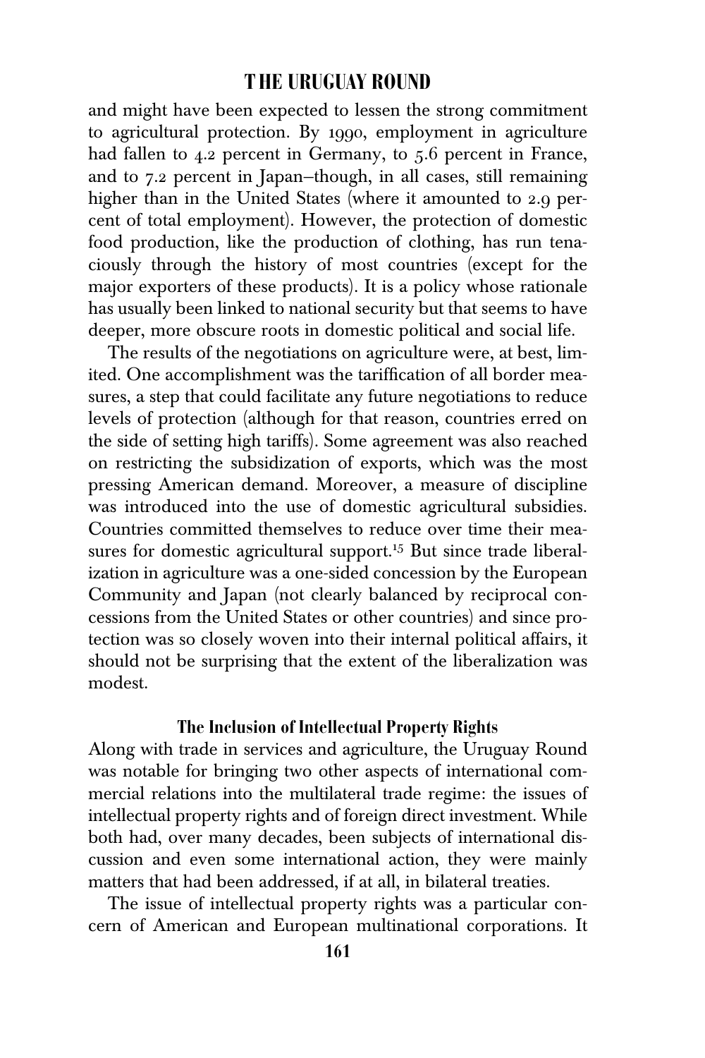and might have been expected to lessen the strong commitment to agricultural protection. By 1990, employment in agriculture had fallen to 4.2 percent in Germany, to 5.6 percent in France, and to 7.2 percent in Japan—though, in all cases, still remaining higher than in the United States (where it amounted to 2.9 percent of total employment). However, the protection of domestic food production, like the production of clothing, has run tenaciously through the history of most countries (except for the major exporters of these products). It is a policy whose rationale has usually been linked to national security but that seems to have deeper, more obscure roots in domestic political and social life.

The results of the negotiations on agriculture were, at best, limited. One accomplishment was the tariffication of all border measures, a step that could facilitate any future negotiations to reduce levels of protection (although for that reason, countries erred on the side of setting high tariffs). Some agreement was also reached on restricting the subsidization of exports, which was the most pressing American demand. Moreover, a measure of discipline was introduced into the use of domestic agricultural subsidies. Countries committed themselves to reduce over time their measures for domestic agricultural support.[15] But since trade liberalization in agriculture was a one-sided concession by the European Community and Japan (not clearly balanced by reciprocal concessions from the United States or other countries) and since protection was so closely woven into their internal political affairs, it should not be surprising that the extent of the liberalization was modest.

### The Inclusion of Intellectual Property Rights

Along with trade in services and agriculture, the Uruguay Round was notable for bringing two other aspects of international commercial relations into the multilateral trade regime: the issues of intellectual property rights and of foreign direct investment. While both had, over many decades, been subjects of international discussion and even some international action, they were mainly matters that had been addressed, if at all, in bilateral treaties.

The issue of intellectual property rights was a particular concern of American and European multinational corporations. It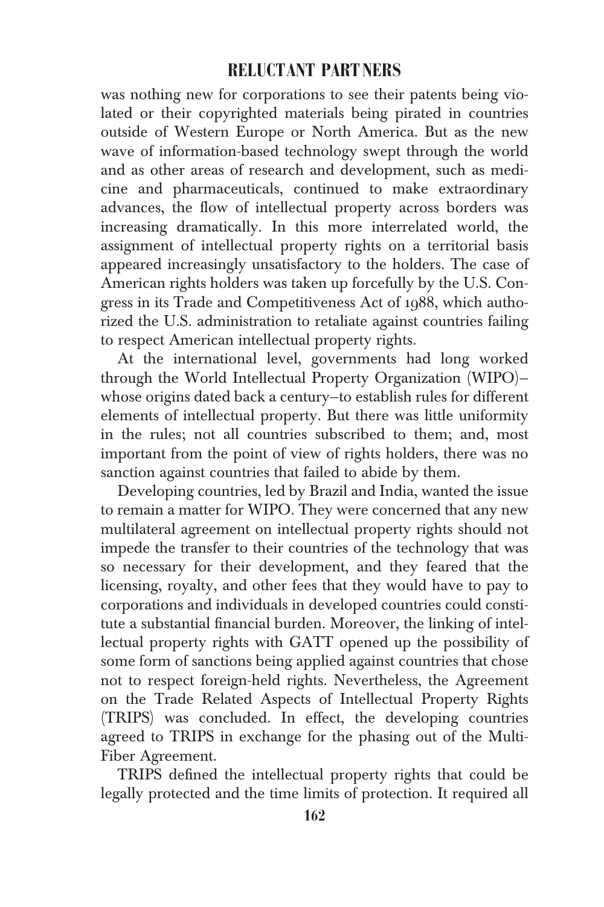was nothing new for corporations to see their patents being violated or their copyrighted materials being pirated in countries outside of Western Europe or North America. But as the new wave of information-based technology swept through the world and as other areas of research and development, such as medicine and pharmaceuticals, continued to make extraordinary advances, the flow of intellectual property across borders was increasing dramatically. In this more interrelated world, the assignment of intellectual property rights on a territorial basis appeared increasingly unsatisfactory to the holders. The case of American rights holders was taken up forcefully by the U.S. Congress in its Trade and Competitiveness Act of 1988, which authorized the U.S. administration to retaliate against countries failing to respect American intellectual property rights.

At the international level, governments had long worked through the World Intellectual Property Organization (WIPO)—whose origins dated back a century—to establish rules for different elements of intellectual property. But there was little uniformity in the rules; not all countries subscribed to them; and, most important from the point of view of rights holders, there was no sanction against countries that failed to abide by them.

Developing countries, led by Brazil and India, wanted the issue to remain a matter for WIPO. They were concerned that any new multilateral agreement on intellectual property rights should not impede the transfer to their countries of the technology that was so necessary for their development, and they feared that the licensing, royalty, and other fees that they would have to pay to corporations and individuals in developed countries could constitute a substantial financial burden. Moreover, the linking of intellectual property rights with GATT opened up the possibility of some form of sanctions being applied against countries that chose not to respect foreign-held rights. Nevertheless, the Agreement on the Trade Related Aspects of Intellectual Property Rights (TRIPS) was concluded. In effect, the developing countries agreed to TRIPS in exchange for the phasing out of the Multi-Fiber Agreement.

TRIPS defined the intellectual property rights that could be legally protected and the time limits of protection. It required all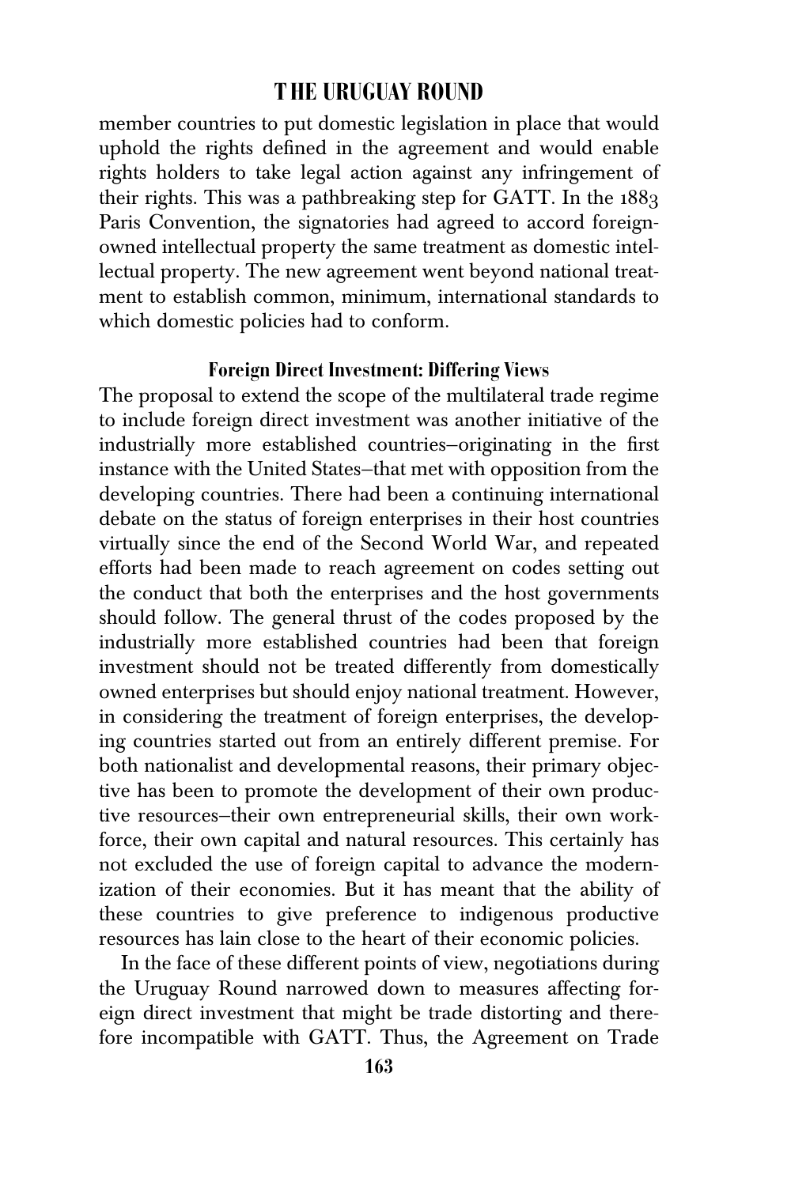member countries to put domestic legislation in place that would uphold the rights defined in the agreement and would enable rights holders to take legal action against any infringement of their rights. This was a pathbreaking step for GATT. In the 1883 Paris Convention, the signatories had agreed to accord foreign-owned intellectual property the same treatment as domestic intellectual property. The new agreement went beyond national treatment to establish common, minimum, international standards to which domestic policies had to conform.

### Foreign Direct Investment: Differing Views

The proposal to extend the scope of the multilateral trade regime to include foreign direct investment was another initiative of the industrially more established countries–originating in the first instance with the United States–that met with opposition from the developing countries. There had been a continuing international debate on the status of foreign enterprises in their host countries virtually since the end of the Second World War, and repeated efforts had been made to reach agreement on codes setting out the conduct that both the enterprises and the host governments should follow. The general thrust of the codes proposed by the industrially more established countries had been that foreign investment should not be treated differently from domestically owned enterprises but should enjoy national treatment. However, in considering the treatment of foreign enterprises, the developing countries started out from an entirely different premise. For both nationalist and developmental reasons, their primary objective has been to promote the development of their own productive resources–their own entrepreneurial skills, their own workforce, their own capital and natural resources. This certainly has not excluded the use of foreign capital to advance the modernization of their economies. But it has meant that the ability of these countries to give preference to indigenous productive resources has lain close to the heart of their economic policies.

In the face of these different points of view, negotiations during the Uruguay Round narrowed down to measures affecting foreign direct investment that might be trade distorting and therefore incompatible with GATT. Thus, the Agreement on Trade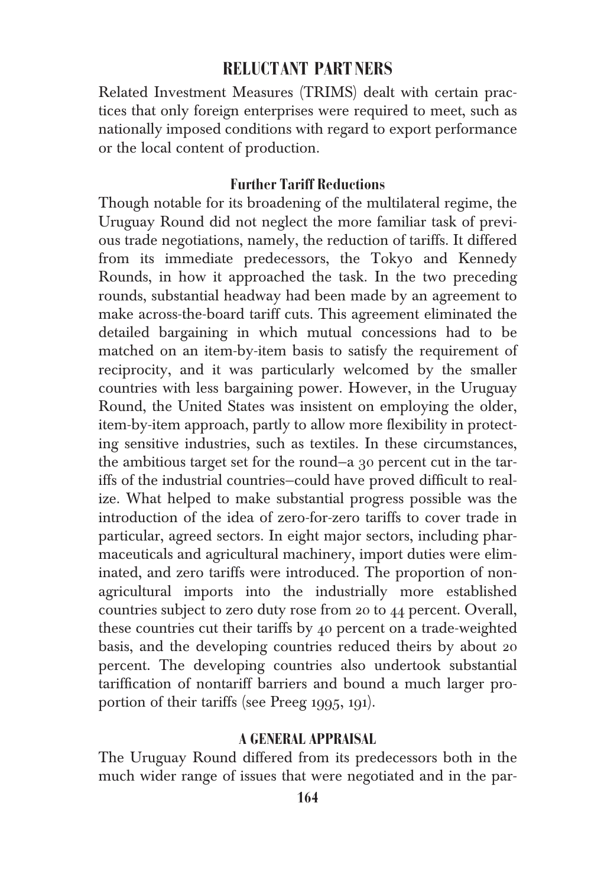Related Investment Measures (TRIMS) dealt with certain practices that only foreign enterprises were required to meet, such as nationally imposed conditions with regard to export performance or the local content of production.

### Further Tariff Reductions

Though notable for its broadening of the multilateral regime, the Uruguay Round did not neglect the more familiar task of previous trade negotiations, namely, the reduction of tariffs. It differed from its immediate predecessors, the Tokyo and Kennedy Rounds, in how it approached the task. In the two preceding rounds, substantial headway had been made by an agreement to make across-the-board tariff cuts. This agreement eliminated the detailed bargaining in which mutual concessions had to be matched on an item-by-item basis to satisfy the requirement of reciprocity, and it was particularly welcomed by the smaller countries with less bargaining power. However, in the Uruguay Round, the United States was insistent on employing the older, item-by-item approach, partly to allow more flexibility in protecting sensitive industries, such as textiles. In these circumstances, the ambitious target set for the round—a 30 percent cut in the tariffs of the industrial countries—could have proved difficult to realize. What helped to make substantial progress possible was the introduction of the idea of zero-for-zero tariffs to cover trade in particular, agreed sectors. In eight major sectors, including pharmaceuticals and agricultural machinery, import duties were eliminated, and zero tariffs were introduced. The proportion of nonagricultural imports into the industrially more established countries subject to zero duty rose from 20 to 44 percent. Overall, these countries cut their tariffs by 40 percent on a trade-weighted basis, and the developing countries reduced theirs by about 20 percent. The developing countries also undertook substantial tariffication of nontariff barriers and bound a much larger proportion of their tariffs (see Preeg 1995, 191).

## A GENERAL APPRAISAL

The Uruguay Round differed from its predecessors both in the much wider range of issues that were negotiated and in the par-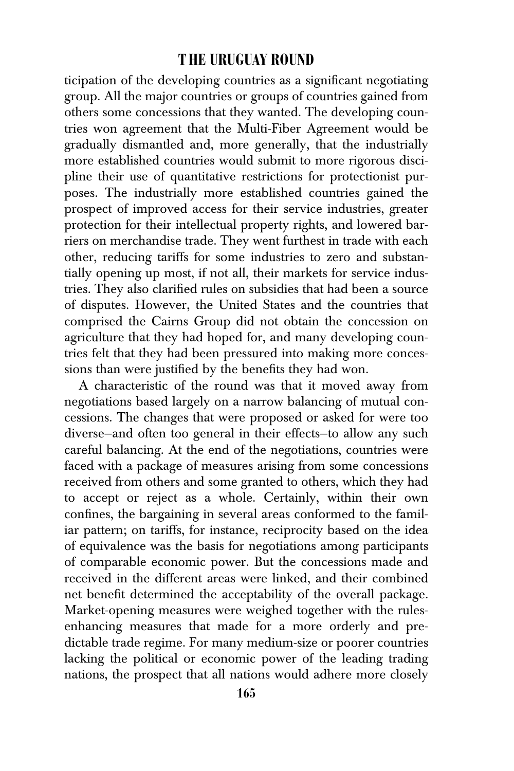ticipation of the developing countries as a significant negotiating group. All the major countries or groups of countries gained from others some concessions that they wanted. The developing countries won agreement that the Multi-Fiber Agreement would be gradually dismantled and, more generally, that the industrially more established countries would submit to more rigorous discipline their use of quantitative restrictions for protectionist purposes. The industrially more established countries gained the prospect of improved access for their service industries, greater protection for their intellectual property rights, and lowered barriers on merchandise trade. They went furthest in trade with each other, reducing tariffs for some industries to zero and substantially opening up most, if not all, their markets for service industries. They also clarified rules on subsidies that had been a source of disputes. However, the United States and the countries that comprised the Cairns Group did not obtain the concession on agriculture that they had hoped for, and many developing countries felt that they had been pressured into making more concessions than were justified by the benefits they had won.

A characteristic of the round was that it moved away from negotiations based largely on a narrow balancing of mutual concessions. The changes that were proposed or asked for were too diverse–and often too general in their effects–to allow any such careful balancing. At the end of the negotiations, countries were faced with a package of measures arising from some concessions received from others and some granted to others, which they had to accept or reject as a whole. Certainly, within their own confines, the bargaining in several areas conformed to the familiar pattern; on tariffs, for instance, reciprocity based on the idea of equivalence was the basis for negotiations among participants of comparable economic power. But the concessions made and received in the different areas were linked, and their combined net benefit determined the acceptability of the overall package. Market-opening measures were weighed together with the rules-enhancing measures that made for a more orderly and predictable trade regime. For many medium-size or poorer countries lacking the political or economic power of the leading trading nations, the prospect that all nations would adhere more closely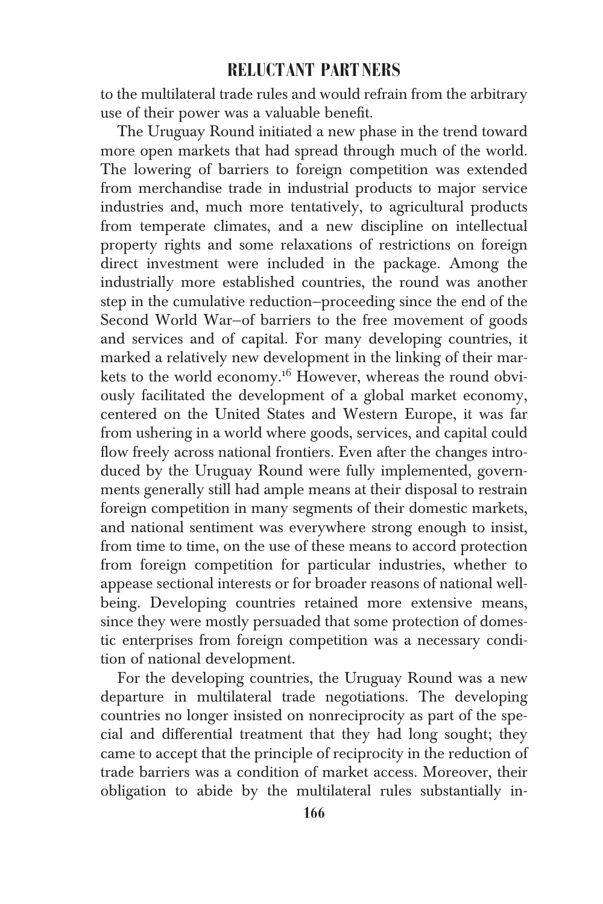to the multilateral trade rules and would refrain from the arbitrary use of their power was a valuable benefit.

The Uruguay Round initiated a new phase in the trend toward more open markets that had spread through much of the world. The lowering of barriers to foreign competition was extended from merchandise trade in industrial products to major service industries and, much more tentatively, to agricultural products from temperate climates, and a new discipline on intellectual property rights and some relaxations of restrictions on foreign direct investment were included in the package. Among the industrially more established countries, the round was another step in the cumulative reduction—proceeding since the end of the Second World War—of barriers to the free movement of goods and services and of capital. For many developing countries, it marked a relatively new development in the linking of their markets to the world economy.[16] However, whereas the round obviously facilitated the development of a global market economy, centered on the United States and Western Europe, it was far from ushering in a world where goods, services, and capital could flow freely across national frontiers. Even after the changes introduced by the Uruguay Round were fully implemented, governments generally still had ample means at their disposal to restrain foreign competition in many segments of their domestic markets, and national sentiment was everywhere strong enough to insist, from time to time, on the use of these means to accord protection from foreign competition for particular industries, whether to appease sectional interests or for broader reasons of national well-being. Developing countries retained more extensive means, since they were mostly persuaded that some protection of domestic enterprises from foreign competition was a necessary condition of national development.

For the developing countries, the Uruguay Round was a new departure in multilateral trade negotiations. The developing countries no longer insisted on nonreciprocity as part of the special and differential treatment that they had long sought; they came to accept that the principle of reciprocity in the reduction of trade barriers was a condition of market access. Moreover, their obligation to abide by the multilateral rules substantially in-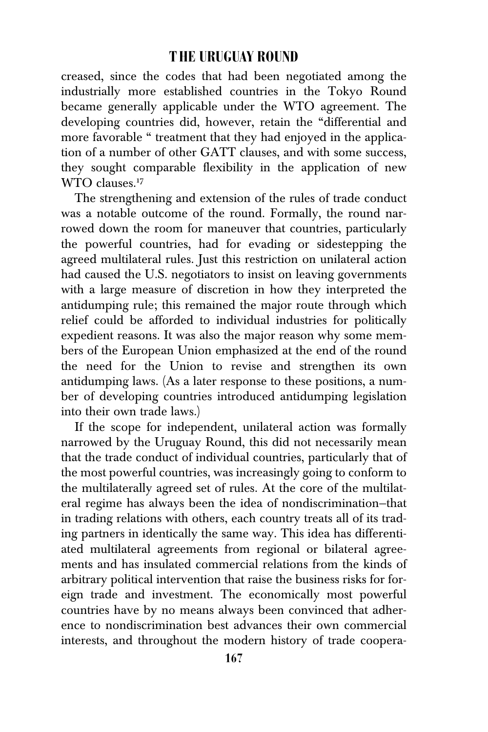creased, since the codes that had been negotiated among the industrially more established countries in the Tokyo Round became generally applicable under the WTO agreement. The developing countries did, however, retain the "differential and more favorable " treatment that they had enjoyed in the application of a number of other GATT clauses, and with some success, they sought comparable flexibility in the application of new WTO clauses.[17]

The strengthening and extension of the rules of trade conduct was a notable outcome of the round. Formally, the round narrowed down the room for maneuver that countries, particularly the powerful countries, had for evading or sidestepping the agreed multilateral rules. Just this restriction on unilateral action had caused the U.S. negotiators to insist on leaving governments with a large measure of discretion in how they interpreted the antidumping rule; this remained the major route through which relief could be afforded to individual industries for politically expedient reasons. It was also the major reason why some members of the European Union emphasized at the end of the round the need for the Union to revise and strengthen its own antidumping laws. (As a later response to these positions, a number of developing countries introduced antidumping legislation into their own trade laws.)

If the scope for independent, unilateral action was formally narrowed by the Uruguay Round, this did not necessarily mean that the trade conduct of individual countries, particularly that of the most powerful countries, was increasingly going to conform to the multilaterally agreed set of rules. At the core of the multilateral regime has always been the idea of nondiscrimination—that in trading relations with others, each country treats all of its trading partners in identically the same way. This idea has differentiated multilateral agreements from regional or bilateral agreements and has insulated commercial relations from the kinds of arbitrary political intervention that raise the business risks for foreign trade and investment. The economically most powerful countries have by no means always been convinced that adherence to nondiscrimination best advances their own commercial interests, and throughout the modern history of trade coopera-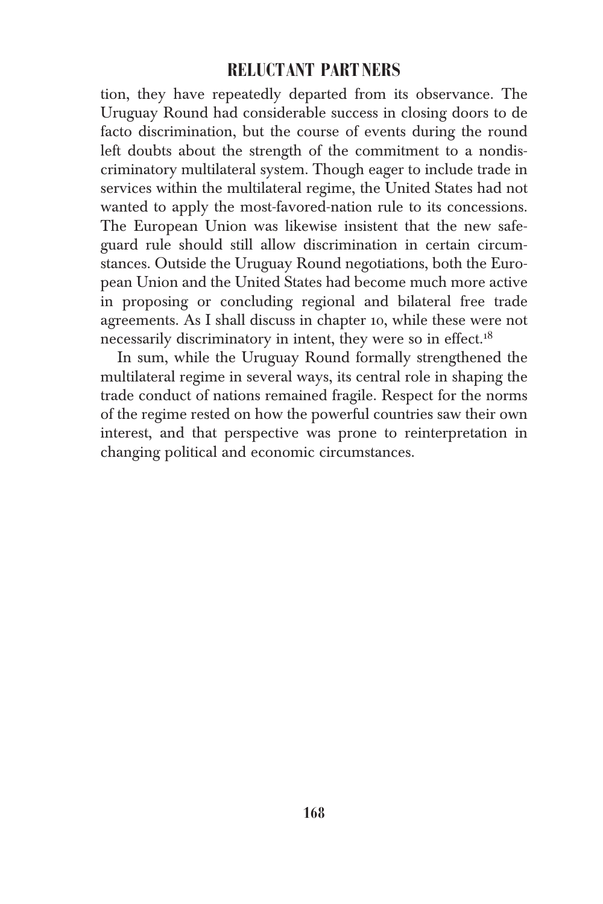tion, they have repeatedly departed from its observance. The Uruguay Round had considerable success in closing doors to de facto discrimination, but the course of events during the round left doubts about the strength of the commitment to a nondiscriminatory multilateral system. Though eager to include trade in services within the multilateral regime, the United States had not wanted to apply the most-favored-nation rule to its concessions. The European Union was likewise insistent that the new safeguard rule should still allow discrimination in certain circumstances. Outside the Uruguay Round negotiations, both the European Union and the United States had become much more active in proposing or concluding regional and bilateral free trade agreements. As I shall discuss in chapter 10, while these were not necessarily discriminatory in intent, they were so in effect.[18]

In sum, while the Uruguay Round formally strengthened the multilateral regime in several ways, its central role in shaping the trade conduct of nations remained fragile. Respect for the norms of the regime rested on how the powerful countries saw their own interest, and that perspective was prone to reinterpretation in changing political and economic circumstances.